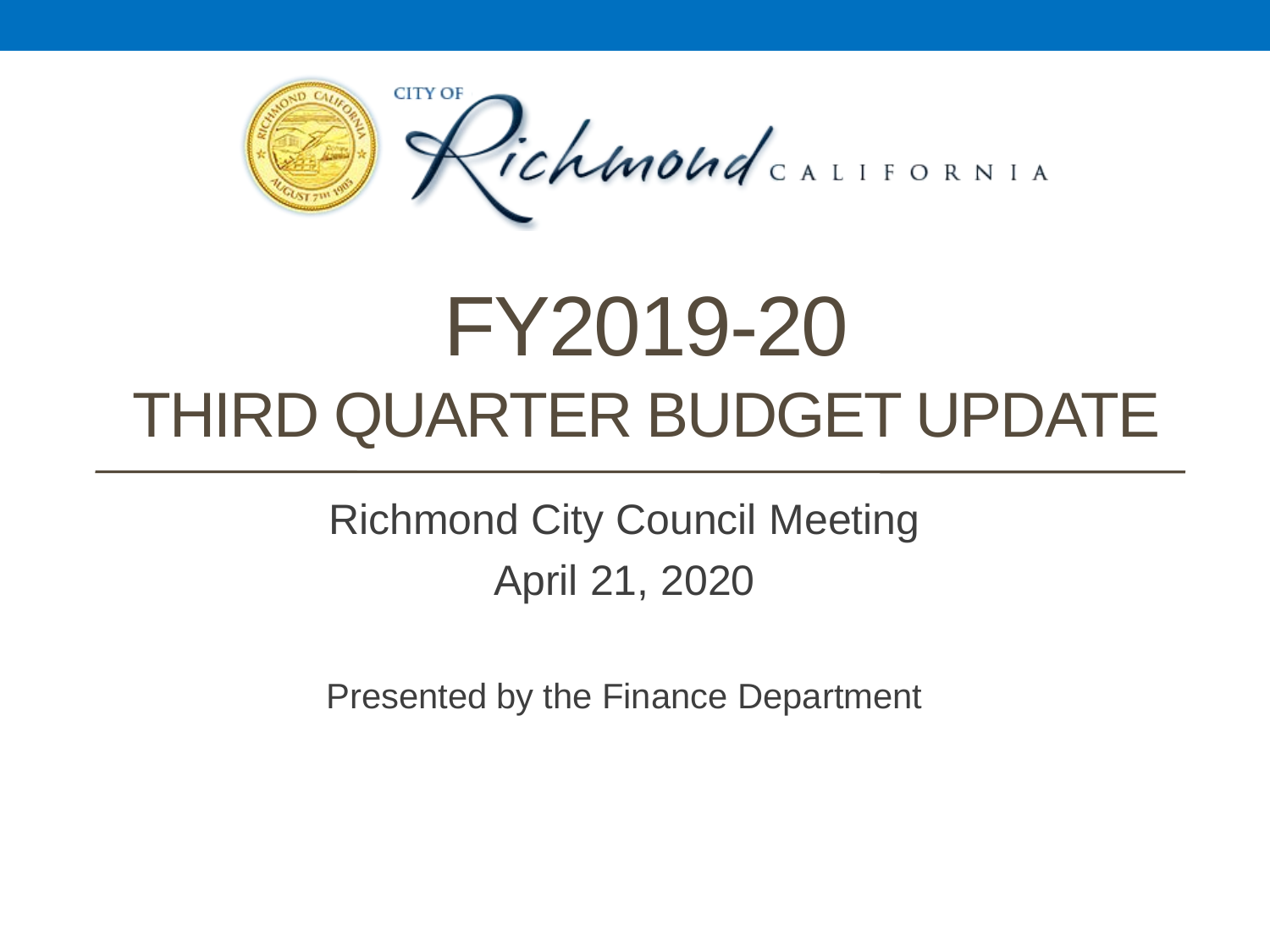CITY OF Richmond CALIFORNIA

# FY2019-20

# THIRD QUARTER BUDGET UPDATE

Richmond City Council Meeting

April 21, 2020

Presented by the Finance Department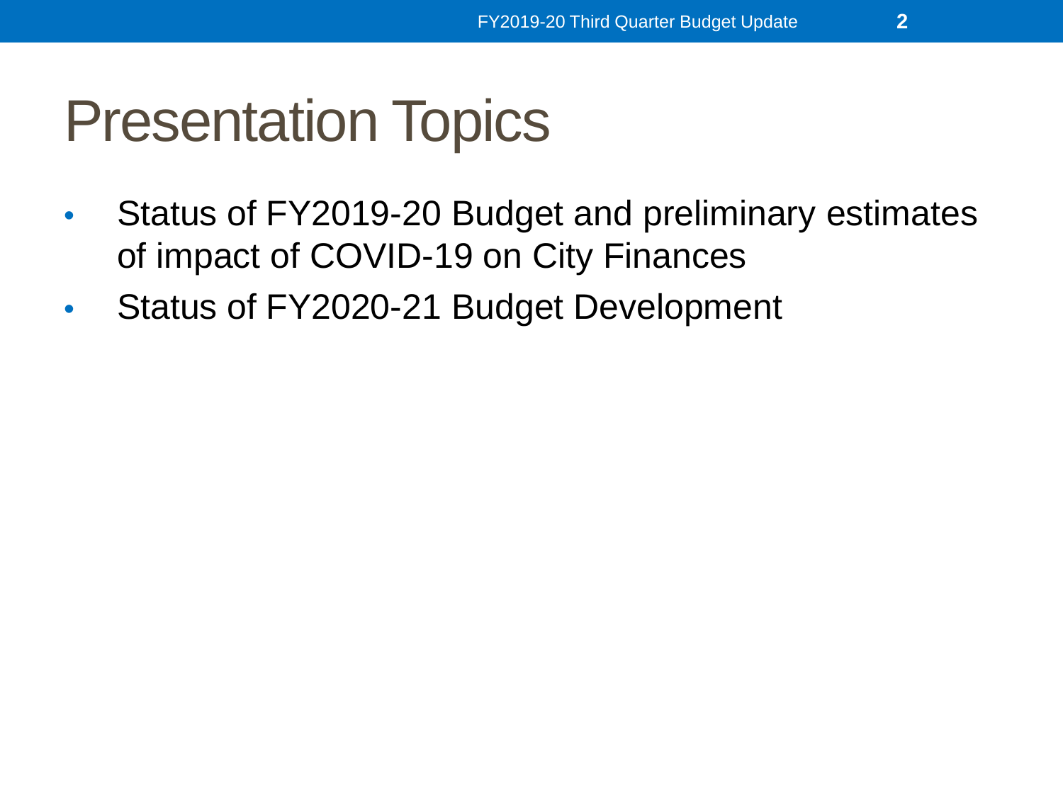# Presentation Topics

- Status of FY2019-20 Budget and preliminary estimates of impact of COVID-19 on City Finances
- Status of FY2020-21 Budget Development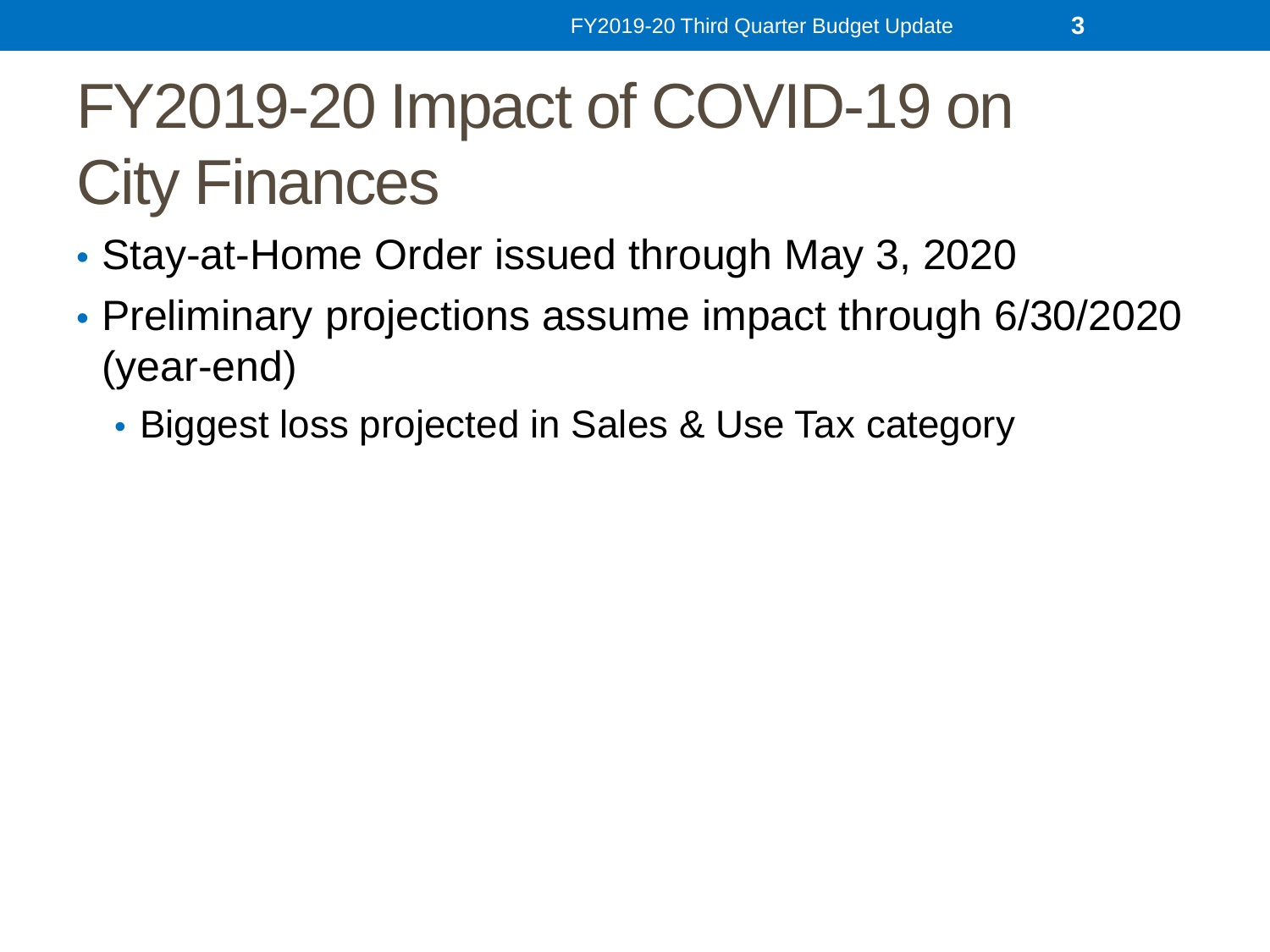# FY2019-20 Impact of COVID-19 on City Finances

- Stay-at-Home Order issued through May 3, 2020
- Preliminary projections assume impact through 6/30/2020 (year-end)
  - Biggest loss projected in Sales & Use Tax category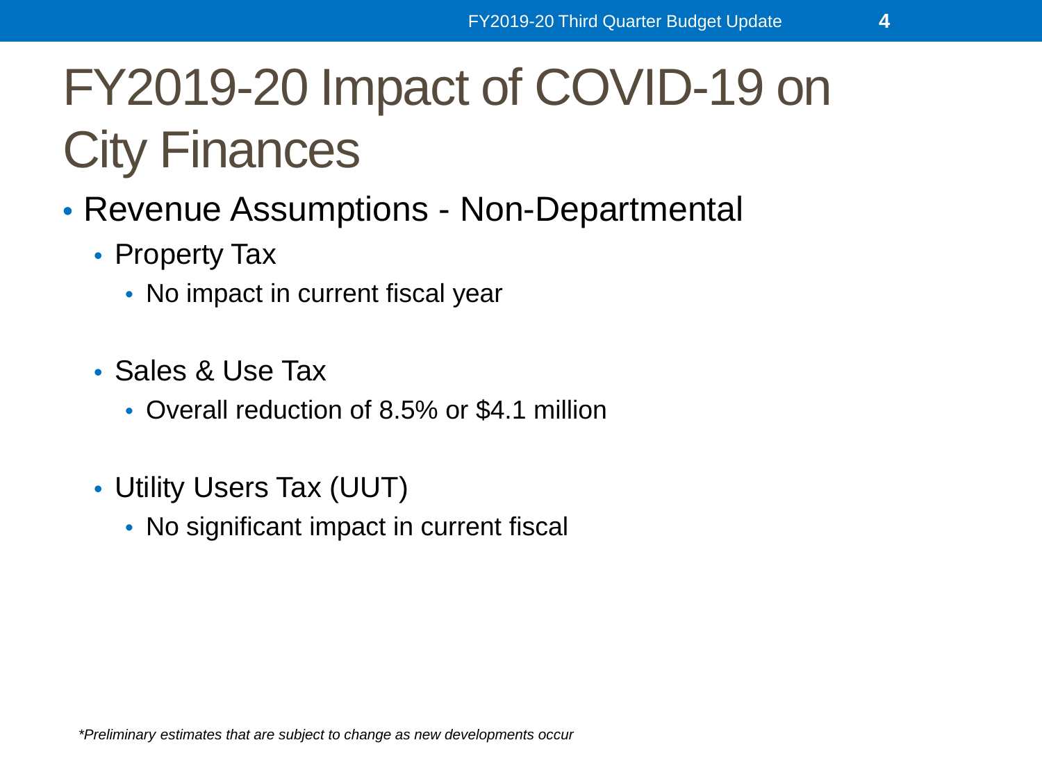# FY2019-20 Impact of COVID-19 on City Finances

- Revenue Assumptions - Non-Departmental
  - Property Tax
    - No impact in current fiscal year
  - Sales & Use Tax
    - Overall reduction of 8.5% or $4.1 million
  - Utility Users Tax (UUT)
    - No significant impact in current fiscal

*\*Preliminary estimates that are subject to change as new developments occur*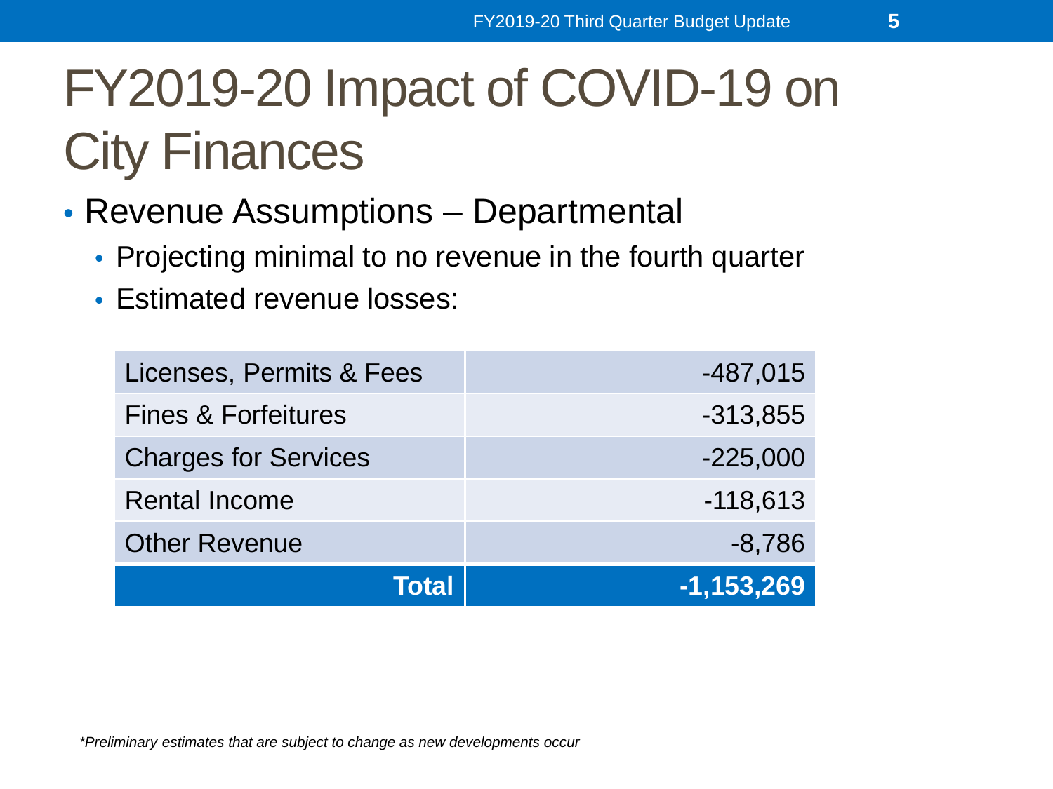# FY2019-20 Impact of COVID-19 on City Finances

- Revenue Assumptions – Departmental
  - Projecting minimal to no revenue in the fourth quarter
  - Estimated revenue losses:

| | |
|---|---:|
| Licenses, Permits & Fees | -487,015 |
| Fines & Forfeitures | -313,855 |
| Charges for Services | -225,000 |
| Rental Income | -118,613 |
| Other Revenue | -8,786 |
| **Total** | **-1,153,269** |

*\*Preliminary estimates that are subject to change as new developments occur*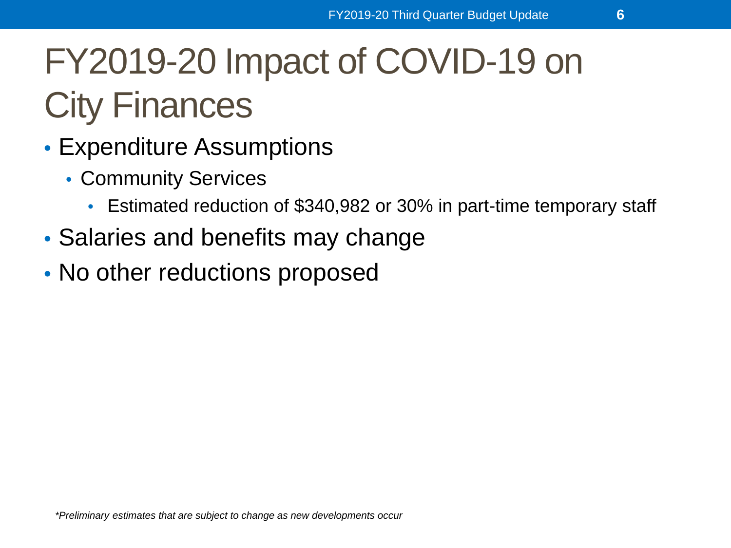# FY2019-20 Impact of COVID-19 on City Finances

- Expenditure Assumptions
  - Community Services
    - Estimated reduction of $340,982 or 30% in part-time temporary staff
- Salaries and benefits may change
- No other reductions proposed

*\*Preliminary estimates that are subject to change as new developments occur*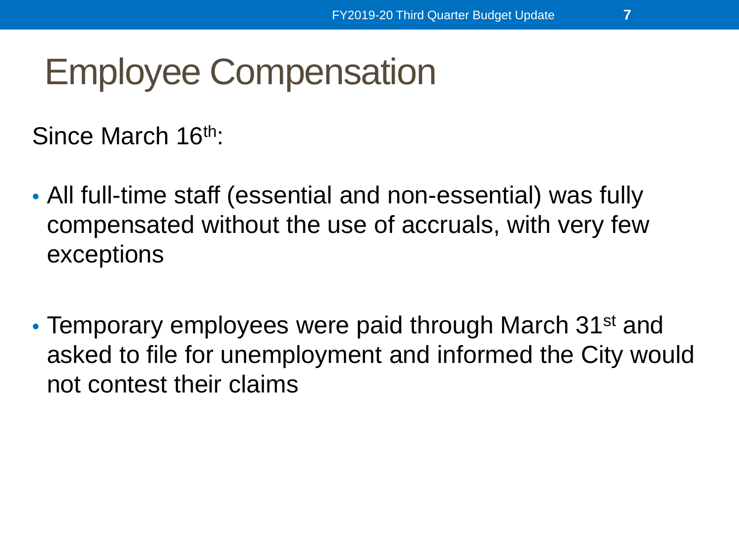# Employee Compensation

Since March 16th:

- All full-time staff (essential and non-essential) was fully compensated without the use of accruals, with very few exceptions
- Temporary employees were paid through March 31st and asked to file for unemployment and informed the City would not contest their claims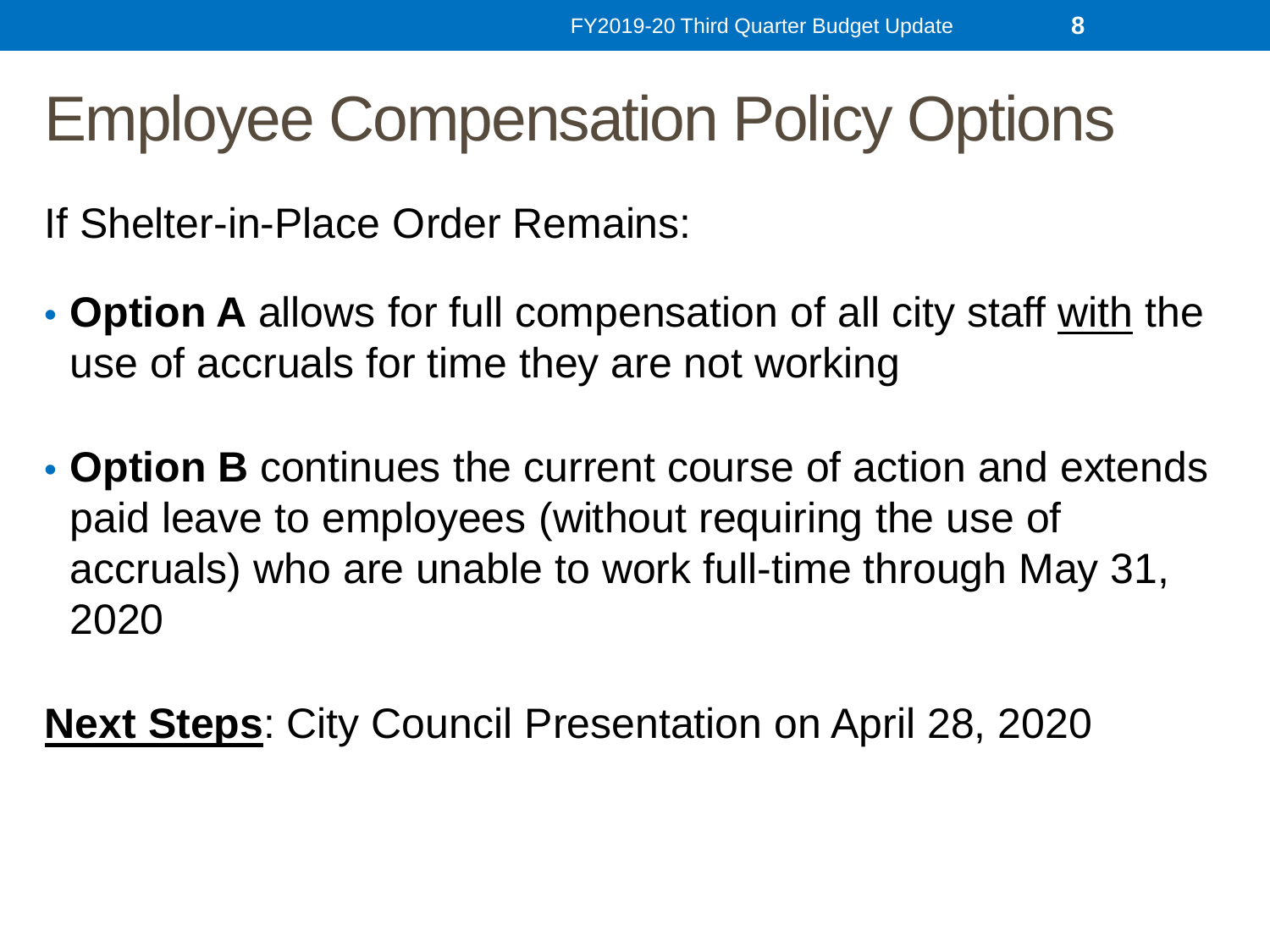# Employee Compensation Policy Options

If Shelter-in-Place Order Remains:

- **Option A** allows for full compensation of all city staff with the use of accruals for time they are not working
- **Option B** continues the current course of action and extends paid leave to employees (without requiring the use of accruals) who are unable to work full-time through May 31, 2020

**Next Steps**: City Council Presentation on April 28, 2020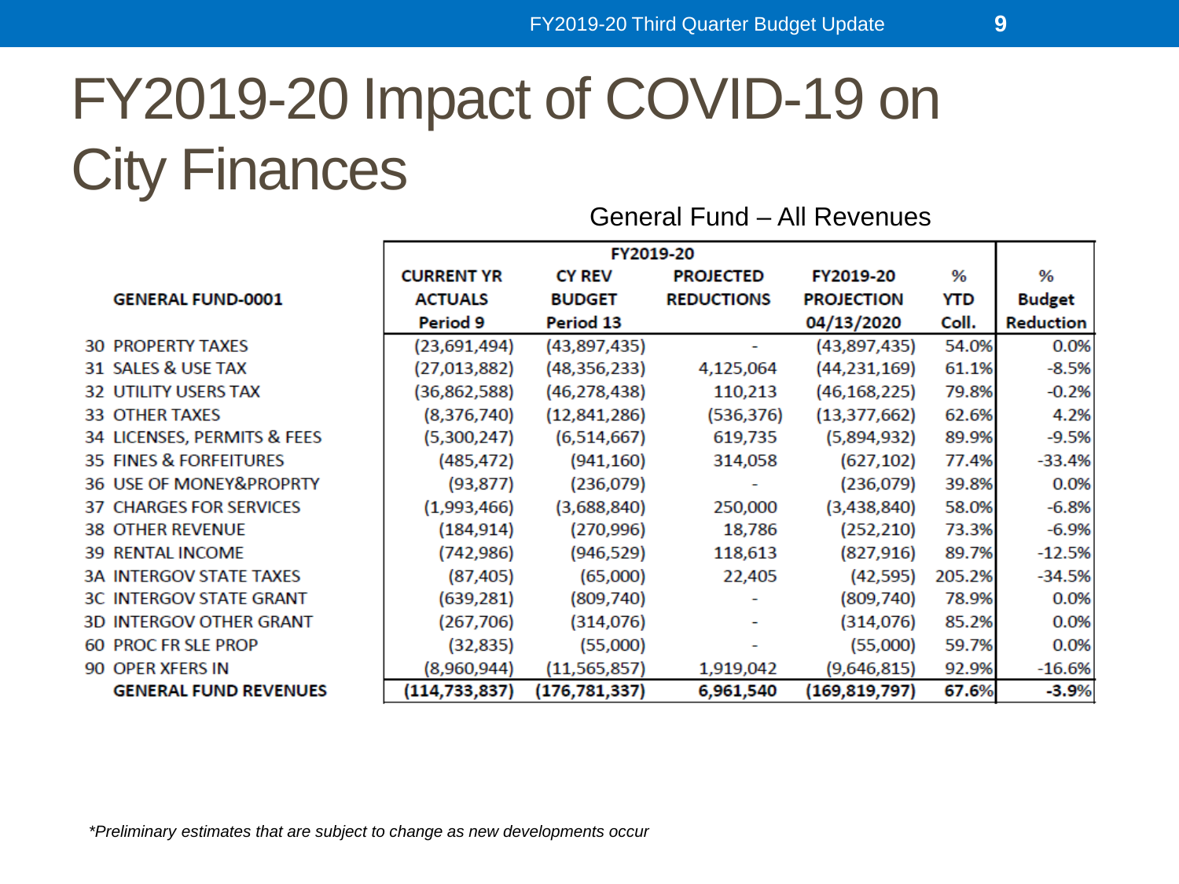# FY2019-20 Impact of COVID-19 on City Finances

## General Fund – All Revenues

| GENERAL FUND-0001 | FY2019-20 CURRENT YR ACTUALS Period 9 | CY REV BUDGET Period 13 | PROJECTED REDUCTIONS | FY2019-20 PROJECTION 04/13/2020 | % YTD Coll. | % Budget Reduction |
|---|---|---|---|---|---|---|
| 30 PROPERTY TAXES | (23,691,494) | (43,897,435) | - | (43,897,435) | 54.0% | 0.0% |
| 31 SALES & USE TAX | (27,013,882) | (48,356,233) | 4,125,064 | (44,231,169) | 61.1% | -8.5% |
| 32 UTILITY USERS TAX | (36,862,588) | (46,278,438) | 110,213 | (46,168,225) | 79.8% | -0.2% |
| 33 OTHER TAXES | (8,376,740) | (12,841,286) | (536,376) | (13,377,662) | 62.6% | 4.2% |
| 34 LICENSES, PERMITS & FEES | (5,300,247) | (6,514,667) | 619,735 | (5,894,932) | 89.9% | -9.5% |
| 35 FINES & FORFEITURES | (485,472) | (941,160) | 314,058 | (627,102) | 77.4% | -33.4% |
| 36 USE OF MONEY&PROPRTY | (93,877) | (236,079) | - | (236,079) | 39.8% | 0.0% |
| 37 CHARGES FOR SERVICES | (1,993,466) | (3,688,840) | 250,000 | (3,438,840) | 58.0% | -6.8% |
| 38 OTHER REVENUE | (184,914) | (270,996) | 18,786 | (252,210) | 73.3% | -6.9% |
| 39 RENTAL INCOME | (742,986) | (946,529) | 118,613 | (827,916) | 89.7% | -12.5% |
| 3A INTERGOV STATE TAXES | (87,405) | (65,000) | 22,405 | (42,595) | 205.2% | -34.5% |
| 3C INTERGOV STATE GRANT | (639,281) | (809,740) | - | (809,740) | 78.9% | 0.0% |
| 3D INTERGOV OTHER GRANT | (267,706) | (314,076) | - | (314,076) | 85.2% | 0.0% |
| 60 PROC FR SLE PROP | (32,835) | (55,000) | - | (55,000) | 59.7% | 0.0% |
| 90 OPER XFERS IN | (8,960,944) | (11,565,857) | 1,919,042 | (9,646,815) | 92.9% | -16.6% |
| **GENERAL FUND REVENUES** | **(114,733,837)** | **(176,781,337)** | **6,961,540** | **(169,819,797)** | **67.6%** | **-3.9%** |

*\*Preliminary estimates that are subject to change as new developments occur*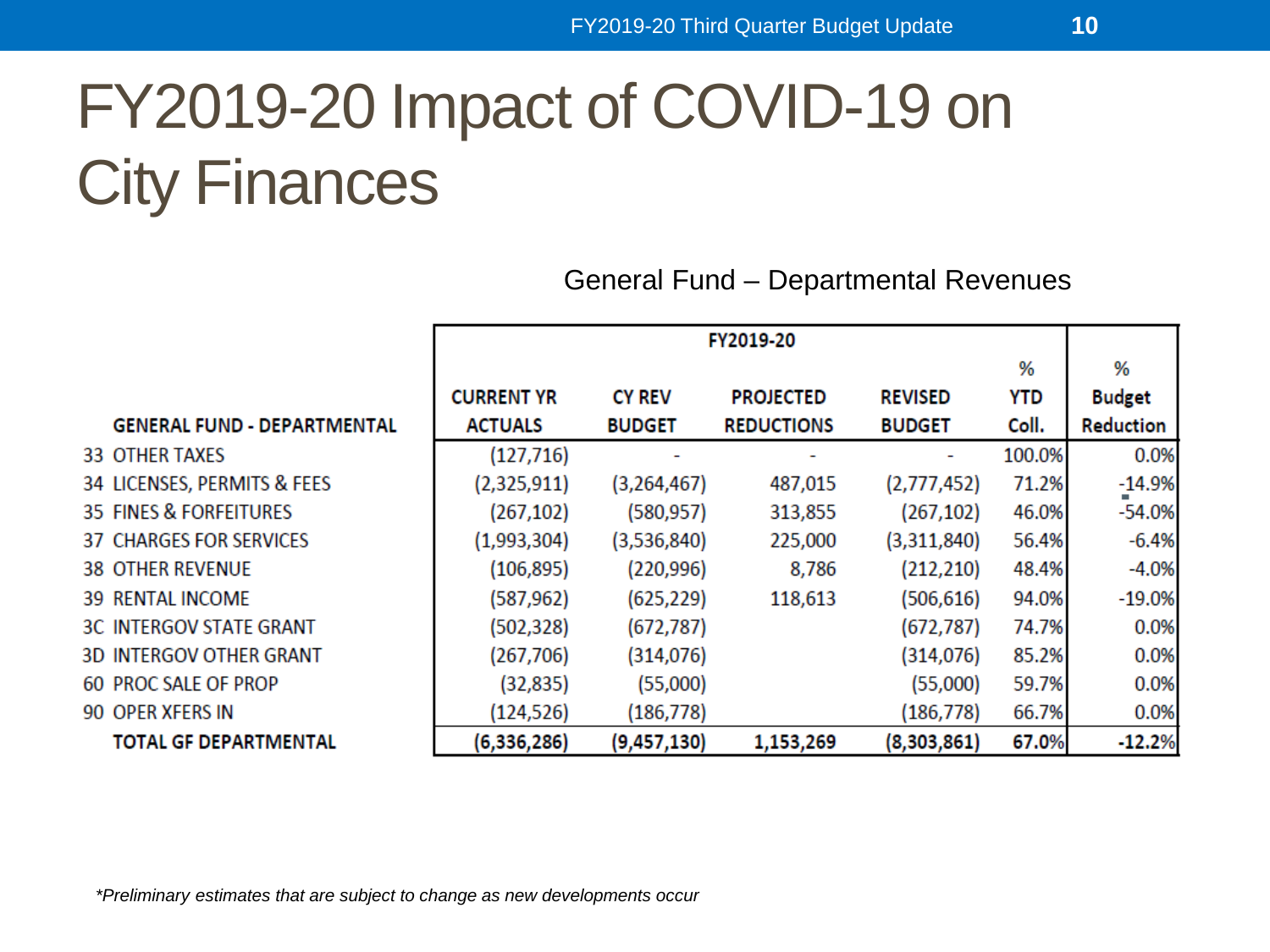# FY2019-20 Impact of COVID-19 on City Finances

General Fund – Departmental Revenues

| GENERAL FUND - DEPARTMENTAL | FY2019-20 | | | | | |
|---|---|---|---|---|---|---|
| | CURRENT YR ACTUALS | CY REV BUDGET | PROJECTED REDUCTIONS | REVISED BUDGET | % YTD Coll. | % Budget Reduction |
| 33 OTHER TAXES | (127,716) | - | - | - | 100.0% | 0.0% |
| 34 LICENSES, PERMITS & FEES | (2,325,911) | (3,264,467) | 487,015 | (2,777,452) | 71.2% | -14.9% |
| 35 FINES & FORFEITURES | (267,102) | (580,957) | 313,855 | (267,102) | 46.0% | -54.0% |
| 37 CHARGES FOR SERVICES | (1,993,304) | (3,536,840) | 225,000 | (3,311,840) | 56.4% | -6.4% |
| 38 OTHER REVENUE | (106,895) | (220,996) | 8,786 | (212,210) | 48.4% | -4.0% |
| 39 RENTAL INCOME | (587,962) | (625,229) | 118,613 | (506,616) | 94.0% | -19.0% |
| 3C INTERGOV STATE GRANT | (502,328) | (672,787) | | (672,787) | 74.7% | 0.0% |
| 3D INTERGOV OTHER GRANT | (267,706) | (314,076) | | (314,076) | 85.2% | 0.0% |
| 60 PROC SALE OF PROP | (32,835) | (55,000) | | (55,000) | 59.7% | 0.0% |
| 90 OPER XFERS IN | (124,526) | (186,778) | | (186,778) | 66.7% | 0.0% |
| **TOTAL GF DEPARTMENTAL** | **(6,336,286)** | **(9,457,130)** | **1,153,269** | **(8,303,861)** | **67.0%** | **-12.2%** |

*\*Preliminary estimates that are subject to change as new developments occur*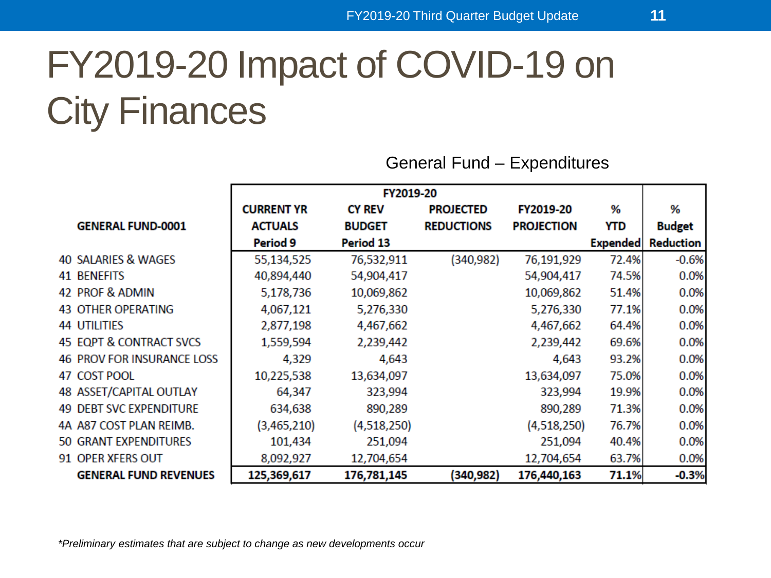# FY2019-20 Impact of COVID-19 on City Finances

General Fund – Expenditures

| GENERAL FUND-0001 | FY2019-20 CURRENT YR ACTUALS Period 9 | CY REV BUDGET Period 13 | PROJECTED REDUCTIONS | FY2019-20 PROJECTION | % YTD Expended | % Budget Reduction |
|---|---|---|---|---|---|---|
| 40 SALARIES & WAGES | 55,134,525 | 76,532,911 | (340,982) | 76,191,929 | 72.4% | -0.6% |
| 41 BENEFITS | 40,894,440 | 54,904,417 | | 54,904,417 | 74.5% | 0.0% |
| 42 PROF & ADMIN | 5,178,736 | 10,069,862 | | 10,069,862 | 51.4% | 0.0% |
| 43 OTHER OPERATING | 4,067,121 | 5,276,330 | | 5,276,330 | 77.1% | 0.0% |
| 44 UTILITIES | 2,877,198 | 4,467,662 | | 4,467,662 | 64.4% | 0.0% |
| 45 EQPT & CONTRACT SVCS | 1,559,594 | 2,239,442 | | 2,239,442 | 69.6% | 0.0% |
| 46 PROV FOR INSURANCE LOSS | 4,329 | 4,643 | | 4,643 | 93.2% | 0.0% |
| 47 COST POOL | 10,225,538 | 13,634,097 | | 13,634,097 | 75.0% | 0.0% |
| 48 ASSET/CAPITAL OUTLAY | 64,347 | 323,994 | | 323,994 | 19.9% | 0.0% |
| 49 DEBT SVC EXPENDITURE | 634,638 | 890,289 | | 890,289 | 71.3% | 0.0% |
| 4A A87 COST PLAN REIMB. | (3,465,210) | (4,518,250) | | (4,518,250) | 76.7% | 0.0% |
| 50 GRANT EXPENDITURES | 101,434 | 251,094 | | 251,094 | 40.4% | 0.0% |
| 91 OPER XFERS OUT | 8,092,927 | 12,704,654 | | 12,704,654 | 63.7% | 0.0% |
| **GENERAL FUND REVENUES** | **125,369,617** | **176,781,145** | **(340,982)** | **176,440,163** | **71.1%** | **-0.3%** |

*\*Preliminary estimates that are subject to change as new developments occur*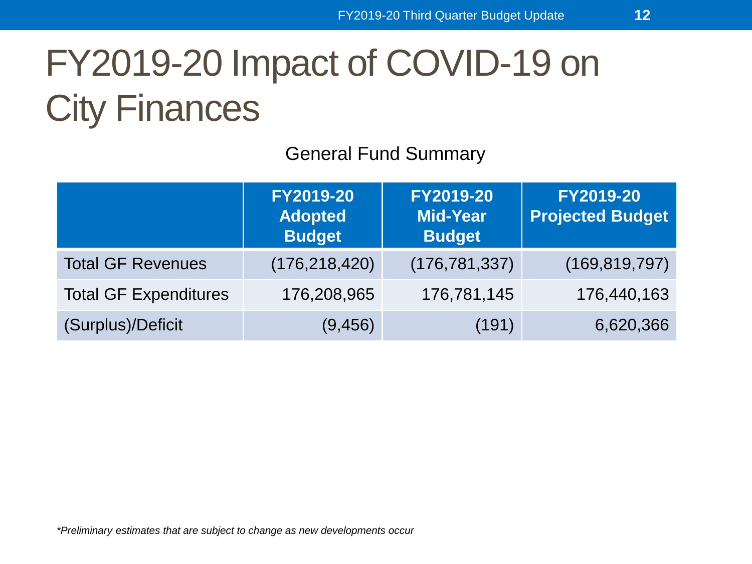# FY2019-20 Impact of COVID-19 on City Finances

General Fund Summary

| | FY2019-20 Adopted Budget | FY2019-20 Mid-Year Budget | FY2019-20 Projected Budget |
|---|---|---|---|
| Total GF Revenues | (176,218,420) | (176,781,337) | (169,819,797) |
| Total GF Expenditures | 176,208,965 | 176,781,145 | 176,440,163 |
| (Surplus)/Deficit | (9,456) | (191) | 6,620,366 |

*\*Preliminary estimates that are subject to change as new developments occur*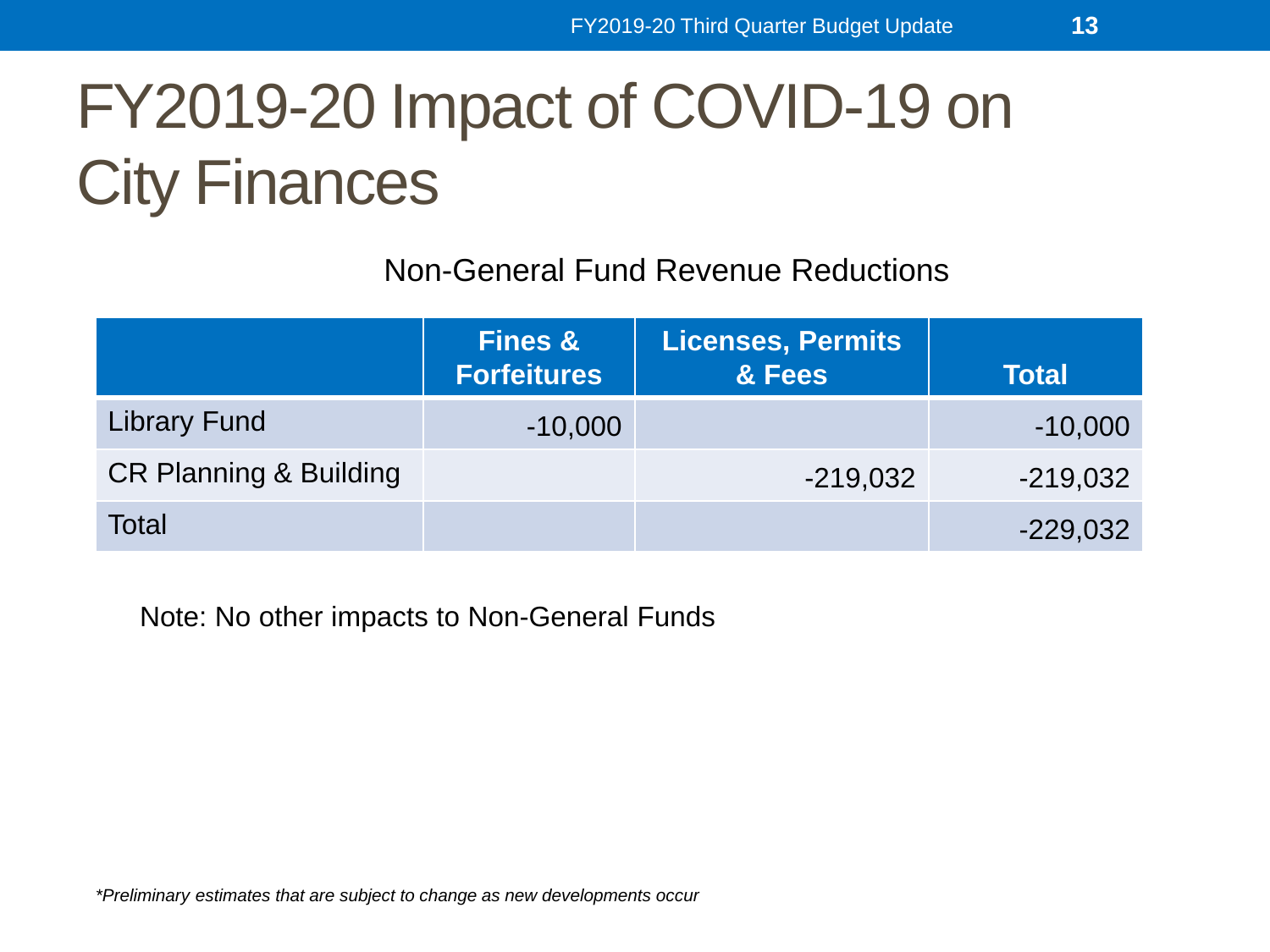# FY2019-20 Impact of COVID-19 on City Finances

Non-General Fund Revenue Reductions

| | Fines & Forfeitures | Licenses, Permits & Fees | Total |
|---|---|---|---|
| Library Fund | -10,000 | | -10,000 |
| CR Planning & Building | | -219,032 | -219,032 |
| Total | | | -229,032 |

Note: No other impacts to Non-General Funds

*\*Preliminary estimates that are subject to change as new developments occur*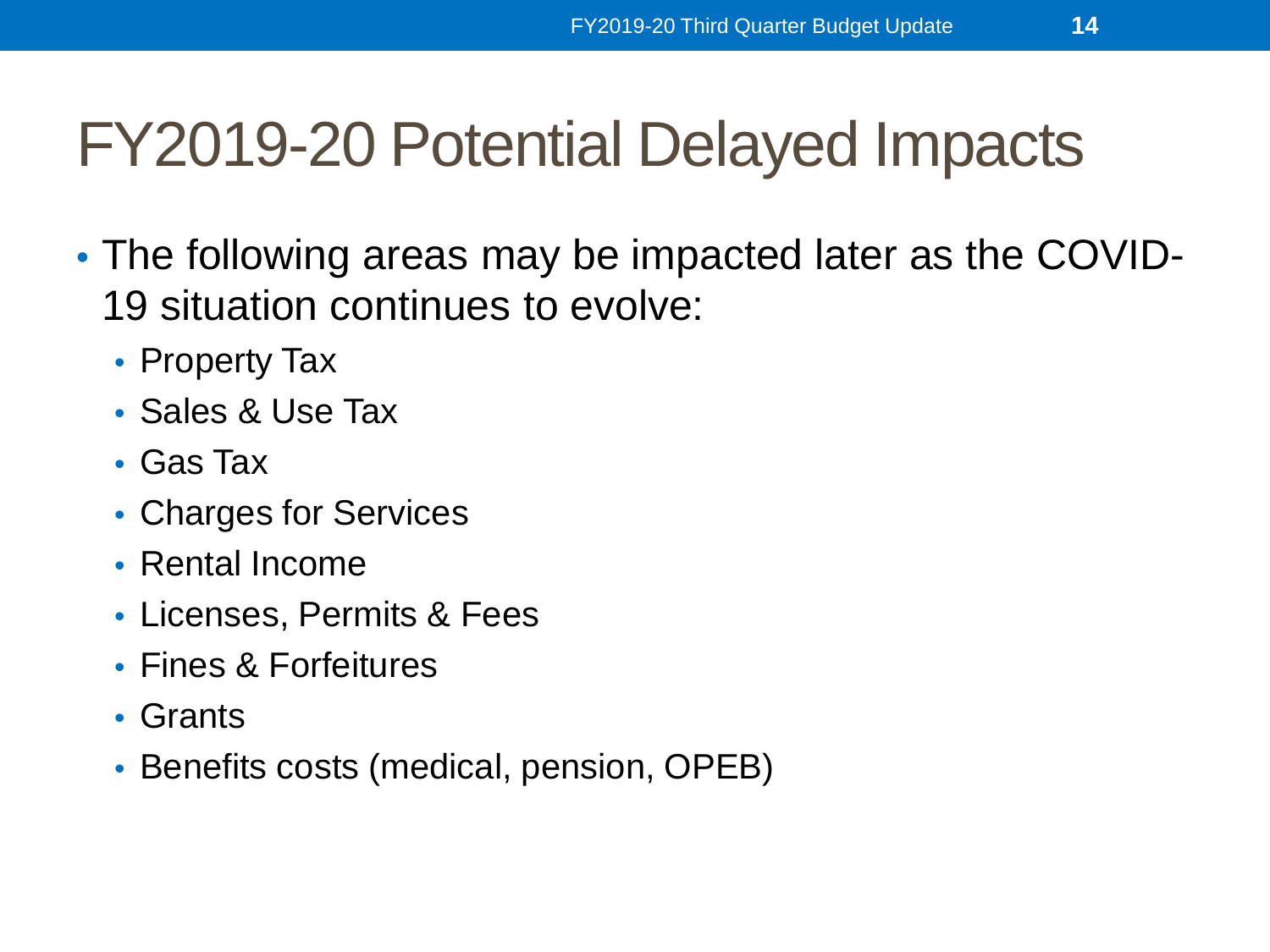# FY2019-20 Potential Delayed Impacts

- The following areas may be impacted later as the COVID-19 situation continues to evolve:
  - Property Tax
  - Sales & Use Tax
  - Gas Tax
  - Charges for Services
  - Rental Income
  - Licenses, Permits & Fees
  - Fines & Forfeitures
  - Grants
  - Benefits costs (medical, pension, OPEB)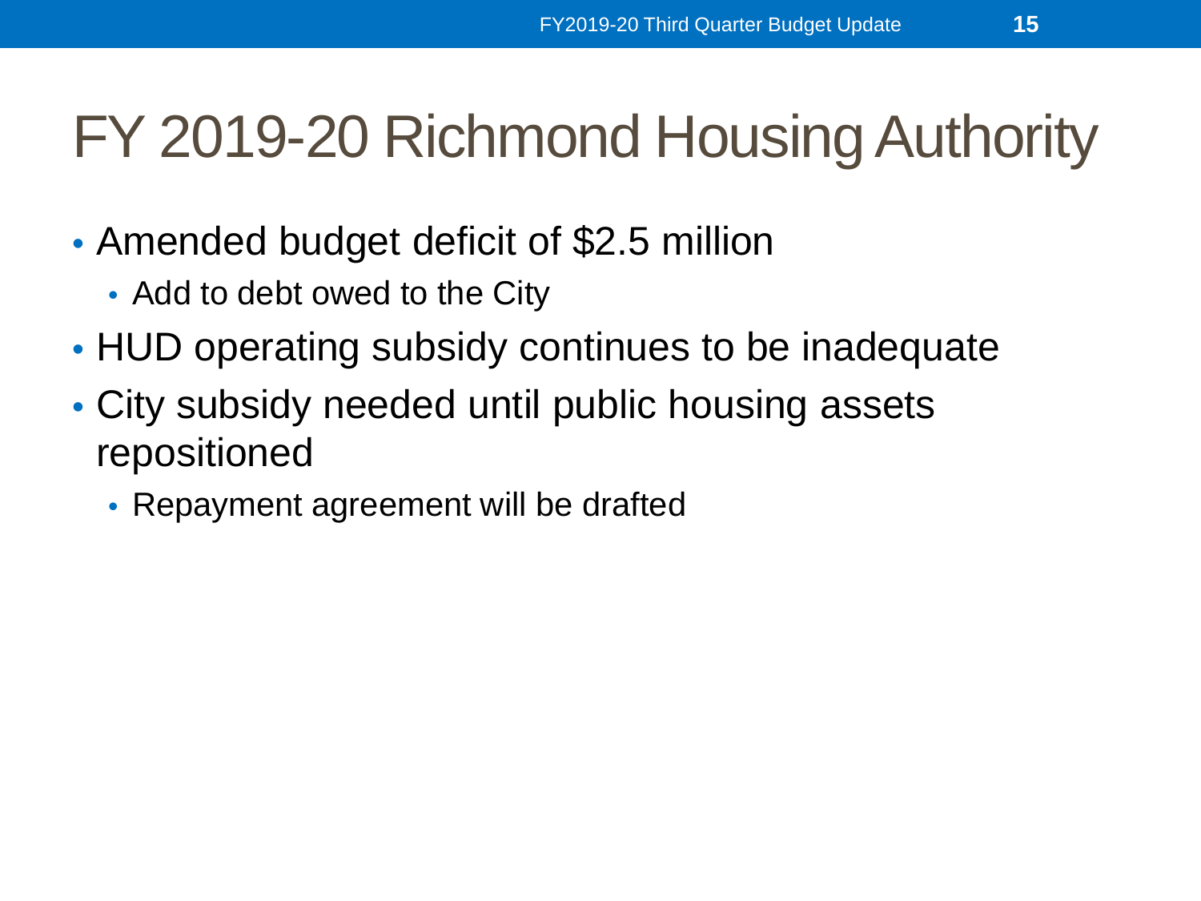# FY 2019-20 Richmond Housing Authority

- Amended budget deficit of $2.5 million
  - Add to debt owed to the City
- HUD operating subsidy continues to be inadequate
- City subsidy needed until public housing assets repositioned
  - Repayment agreement will be drafted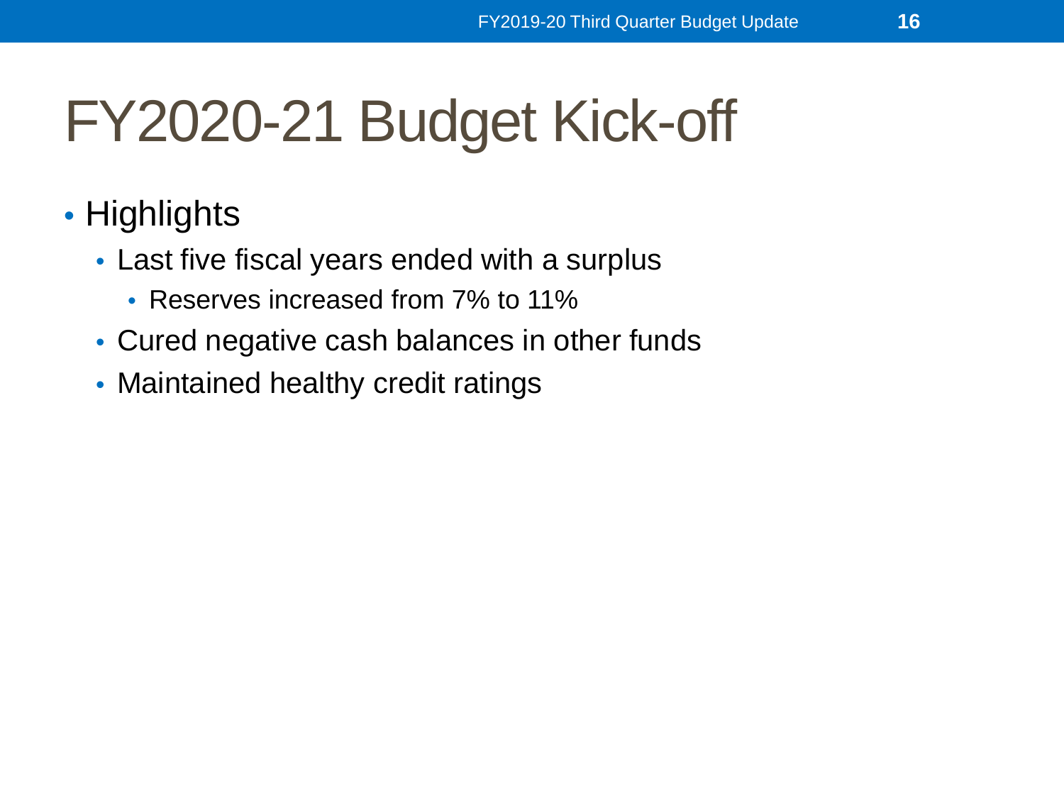# FY2020-21 Budget Kick-off

- Highlights
  - Last five fiscal years ended with a surplus
    - Reserves increased from 7% to 11%
  - Cured negative cash balances in other funds
  - Maintained healthy credit ratings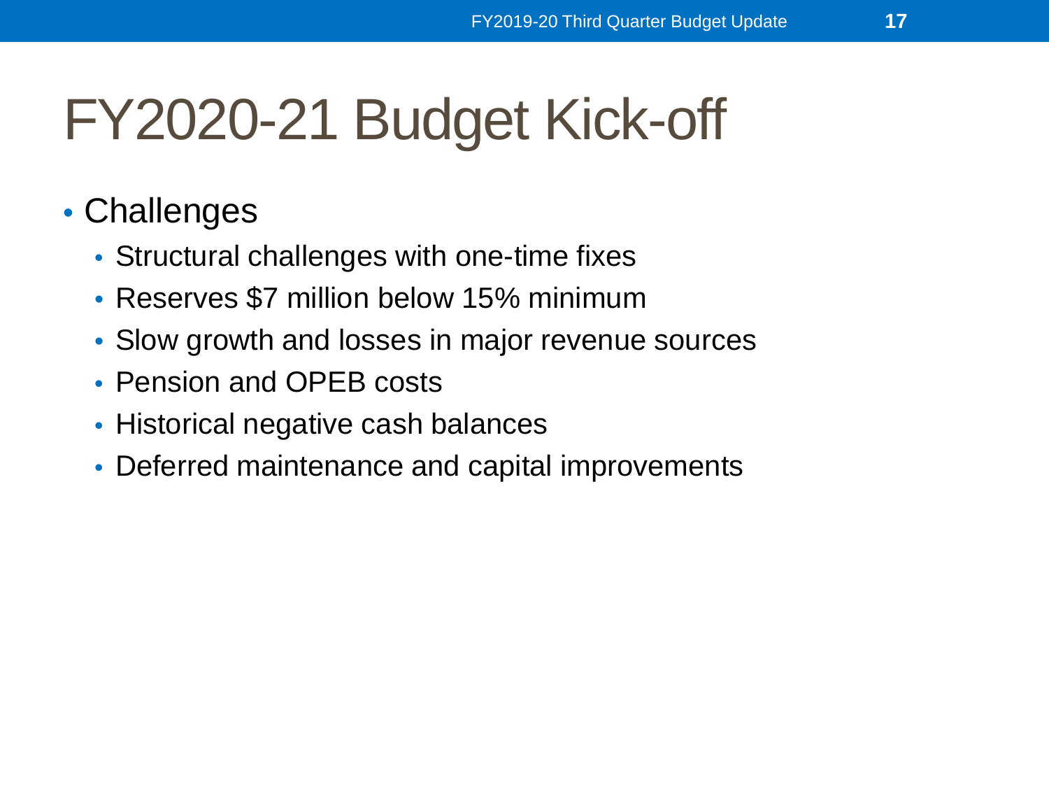# FY2020-21 Budget Kick-off

- Challenges
  - Structural challenges with one-time fixes
  - Reserves $7 million below 15% minimum
  - Slow growth and losses in major revenue sources
  - Pension and OPEB costs
  - Historical negative cash balances
  - Deferred maintenance and capital improvements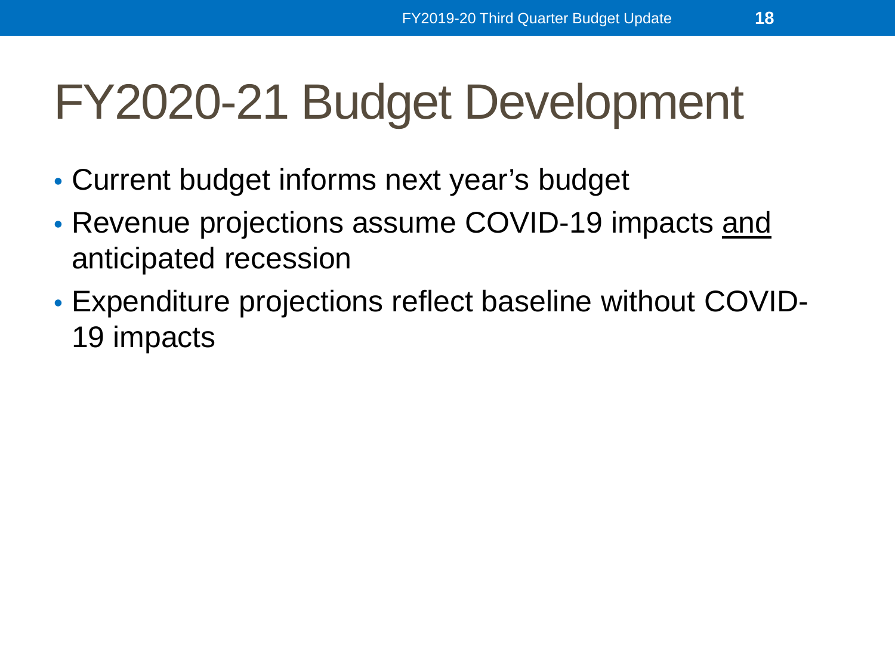# FY2020-21 Budget Development

- Current budget informs next year's budget
- Revenue projections assume COVID-19 impacts <u>and</u> anticipated recession
- Expenditure projections reflect baseline without COVID-19 impacts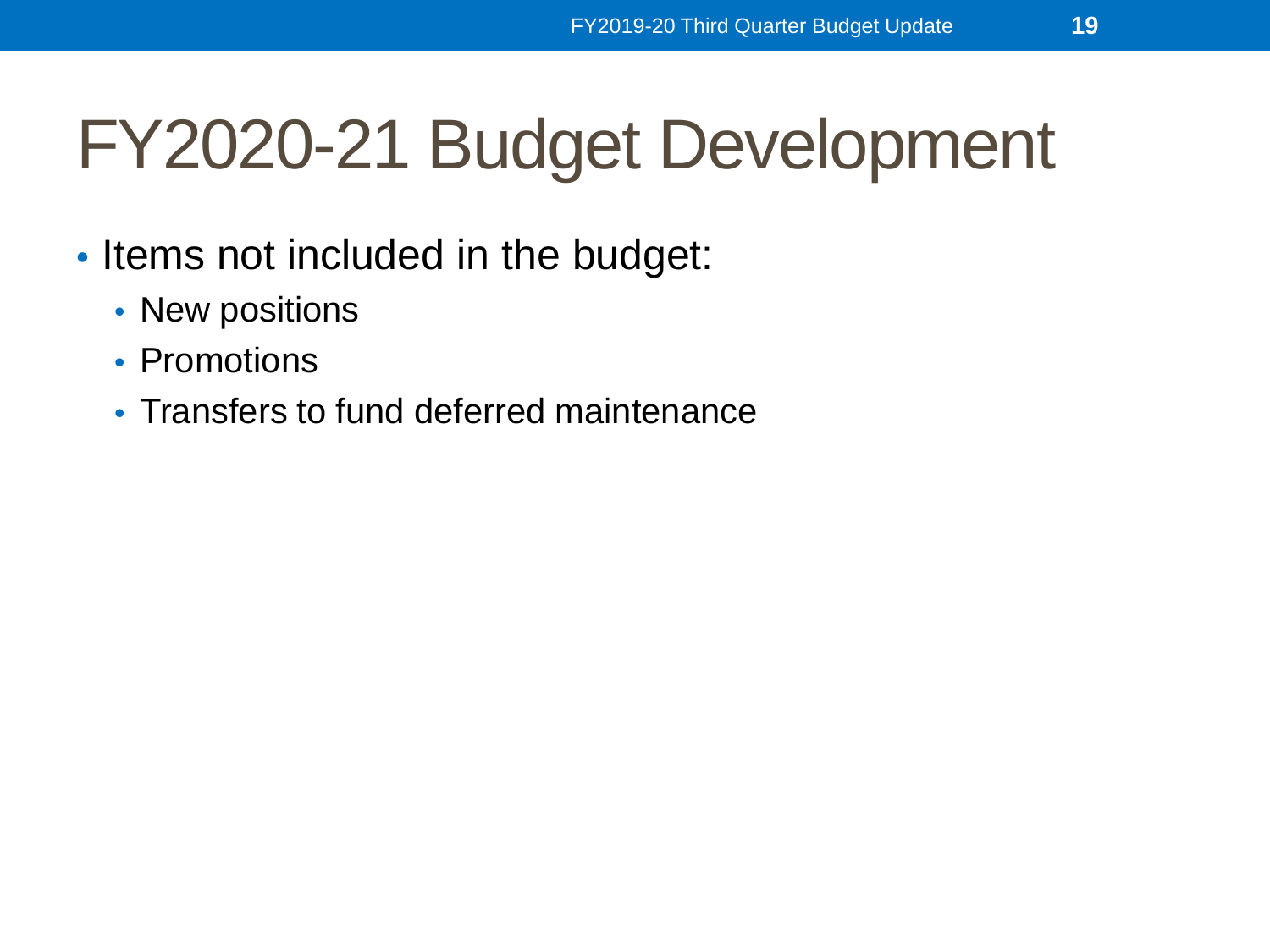# FY2020-21 Budget Development

- Items not included in the budget:
  - New positions
  - Promotions
  - Transfers to fund deferred maintenance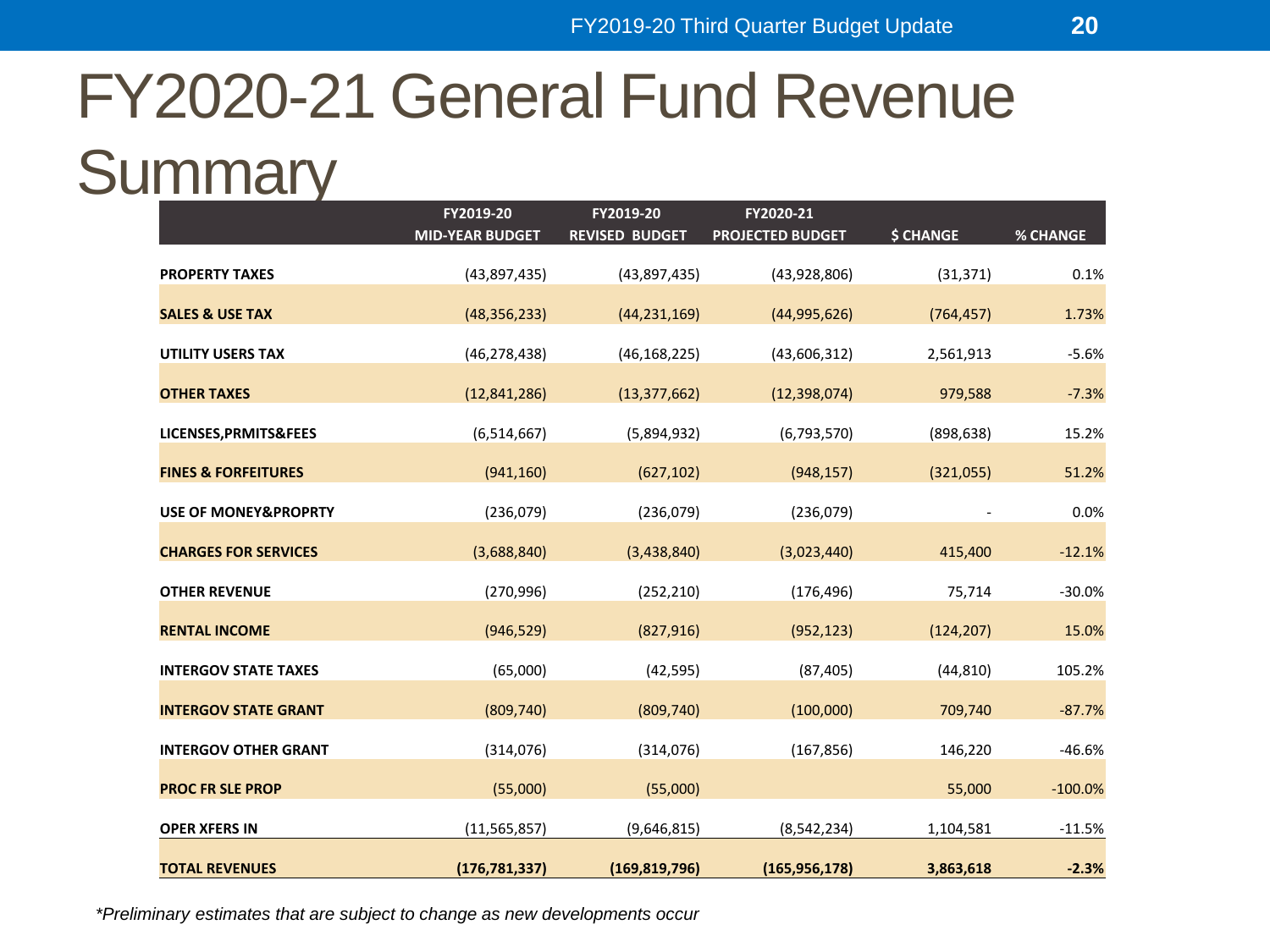# FY2020-21 General Fund Revenue Summary

| | FY2019-20 MID-YEAR BUDGET | FY2019-20 REVISED BUDGET | FY2020-21 PROJECTED BUDGET | $ CHANGE | % CHANGE |
|---|---|---|---|---|---|
| **PROPERTY TAXES** | (43,897,435) | (43,897,435) | (43,928,806) | (31,371) | 0.1% |
| **SALES & USE TAX** | (48,356,233) | (44,231,169) | (44,995,626) | (764,457) | 1.73% |
| **UTILITY USERS TAX** | (46,278,438) | (46,168,225) | (43,606,312) | 2,561,913 | -5.6% |
| **OTHER TAXES** | (12,841,286) | (13,377,662) | (12,398,074) | 979,588 | -7.3% |
| **LICENSES,PRMITS&FEES** | (6,514,667) | (5,894,932) | (6,793,570) | (898,638) | 15.2% |
| **FINES & FORFEITURES** | (941,160) | (627,102) | (948,157) | (321,055) | 51.2% |
| **USE OF MONEY&PROPRTY** | (236,079) | (236,079) | (236,079) | - | 0.0% |
| **CHARGES FOR SERVICES** | (3,688,840) | (3,438,840) | (3,023,440) | 415,400 | -12.1% |
| **OTHER REVENUE** | (270,996) | (252,210) | (176,496) | 75,714 | -30.0% |
| **RENTAL INCOME** | (946,529) | (827,916) | (952,123) | (124,207) | 15.0% |
| **INTERGOV STATE TAXES** | (65,000) | (42,595) | (87,405) | (44,810) | 105.2% |
| **INTERGOV STATE GRANT** | (809,740) | (809,740) | (100,000) | 709,740 | -87.7% |
| **INTERGOV OTHER GRANT** | (314,076) | (314,076) | (167,856) | 146,220 | -46.6% |
| **PROC FR SLE PROP** | (55,000) | (55,000) | | 55,000 | -100.0% |
| **OPER XFERS IN** | (11,565,857) | (9,646,815) | (8,542,234) | 1,104,581 | -11.5% |
| **TOTAL REVENUES** | **(176,781,337)** | **(169,819,796)** | **(165,956,178)** | **3,863,618** | **-2.3%** |

*\*Preliminary estimates that are subject to change as new developments occur*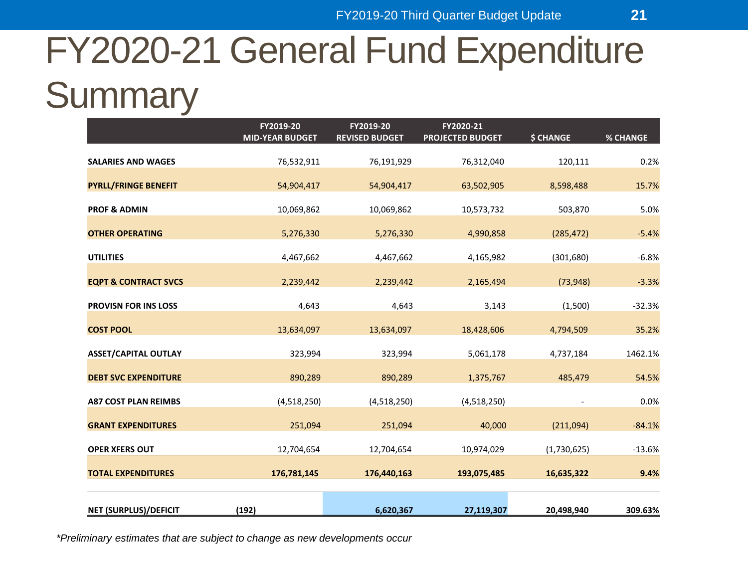# FY2020-21 General Fund Expenditure Summary

| | FY2019-20 MID-YEAR BUDGET | FY2019-20 REVISED BUDGET | FY2020-21 PROJECTED BUDGET | $ CHANGE | % CHANGE |
|---|---|---|---|---|---|
| **SALARIES AND WAGES** | 76,532,911 | 76,191,929 | 76,312,040 | 120,111 | 0.2% |
| **PYRLL/FRINGE BENEFIT** | 54,904,417 | 54,904,417 | 63,502,905 | 8,598,488 | 15.7% |
| **PROF & ADMIN** | 10,069,862 | 10,069,862 | 10,573,732 | 503,870 | 5.0% |
| **OTHER OPERATING** | 5,276,330 | 5,276,330 | 4,990,858 | (285,472) | -5.4% |
| **UTILITIES** | 4,467,662 | 4,467,662 | 4,165,982 | (301,680) | -6.8% |
| **EQPT & CONTRACT SVCS** | 2,239,442 | 2,239,442 | 2,165,494 | (73,948) | -3.3% |
| **PROVISN FOR INS LOSS** | 4,643 | 4,643 | 3,143 | (1,500) | -32.3% |
| **COST POOL** | 13,634,097 | 13,634,097 | 18,428,606 | 4,794,509 | 35.2% |
| **ASSET/CAPITAL OUTLAY** | 323,994 | 323,994 | 5,061,178 | 4,737,184 | 1462.1% |
| **DEBT SVC EXPENDITURE** | 890,289 | 890,289 | 1,375,767 | 485,479 | 54.5% |
| **A87 COST PLAN REIMBS** | (4,518,250) | (4,518,250) | (4,518,250) | - | 0.0% |
| **GRANT EXPENDITURES** | 251,094 | 251,094 | 40,000 | (211,094) | -84.1% |
| **OPER XFERS OUT** | 12,704,654 | 12,704,654 | 10,974,029 | (1,730,625) | -13.6% |
| **TOTAL EXPENDITURES** | **176,781,145** | **176,440,163** | **193,075,485** | **16,635,322** | **9.4%** |
| **NET (SURPLUS)/DEFICIT** | **(192)** | **6,620,367** | **27,119,307** | **20,498,940** | **309.63%** |

*Preliminary estimates that are subject to change as new developments occur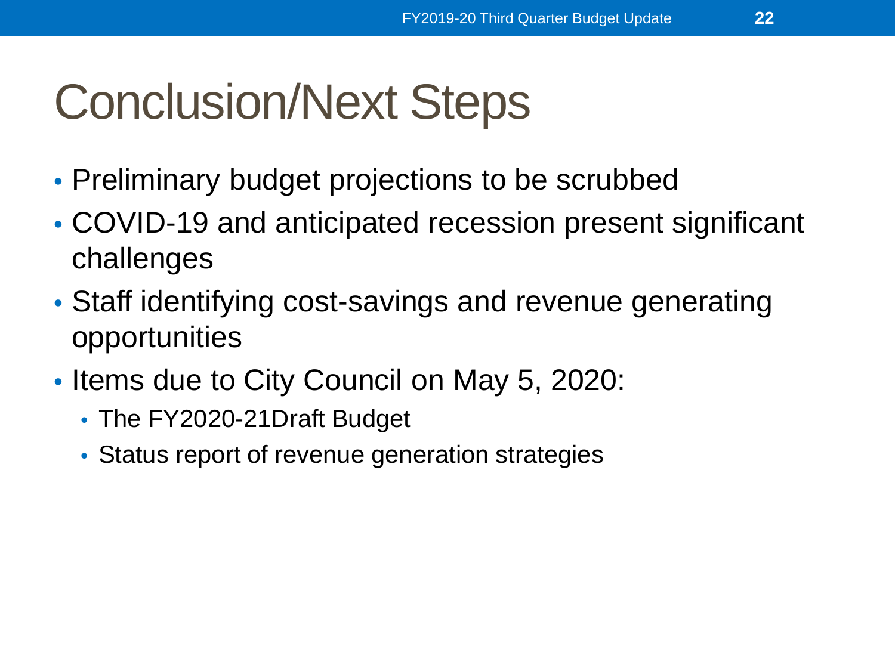# Conclusion/Next Steps

- Preliminary budget projections to be scrubbed
- COVID-19 and anticipated recession present significant challenges
- Staff identifying cost-savings and revenue generating opportunities
- Items due to City Council on May 5, 2020:
  - The FY2020-21Draft Budget
  - Status report of revenue generation strategies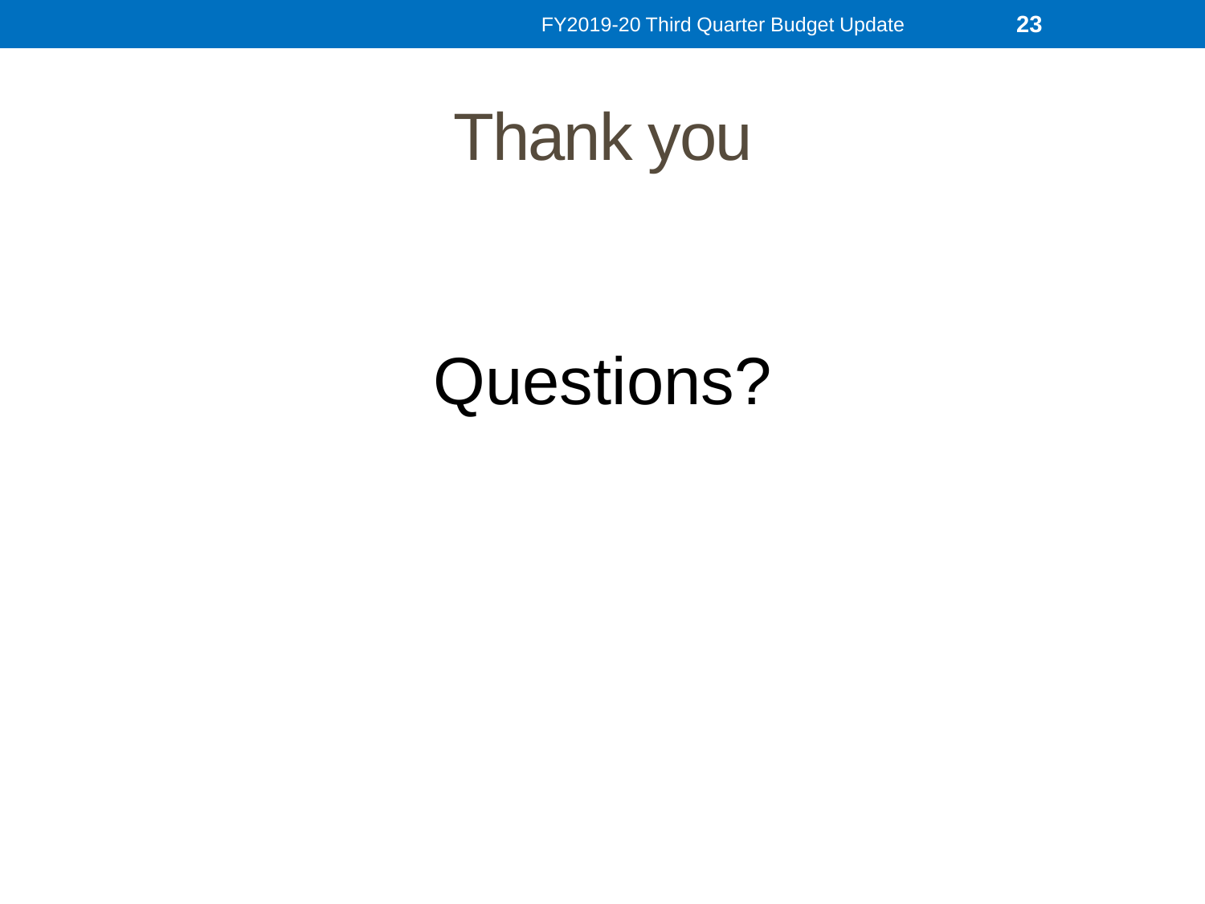# Thank you

Questions?